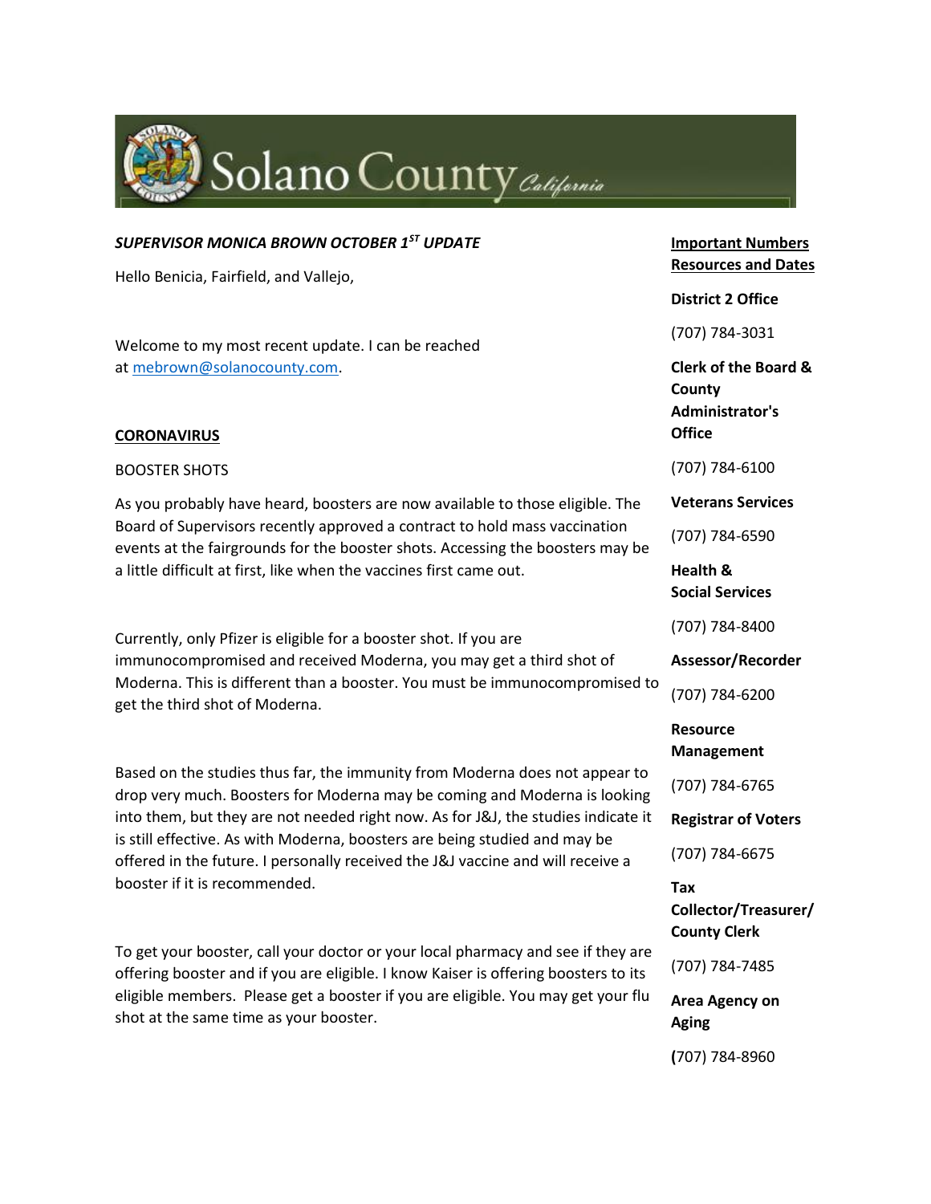Solano County *California*

***SUPERVISOR MONICA BROWN OCTOBER 1ST UPDATE***

Hello Benicia, Fairfield, and Vallejo,

Welcome to my most recent update. I can be reached at mebrown@solanocounty.com.

## CORONAVIRUS

BOOSTER SHOTS

As you probably have heard, boosters are now available to those eligible. The Board of Supervisors recently approved a contract to hold mass vaccination events at the fairgrounds for the booster shots. Accessing the boosters may be a little difficult at first, like when the vaccines first came out.

Currently, only Pfizer is eligible for a booster shot. If you are immunocompromised and received Moderna, you may get a third shot of Moderna. This is different than a booster. You must be immunocompromised to get the third shot of Moderna.

Based on the studies thus far, the immunity from Moderna does not appear to drop very much. Boosters for Moderna may be coming and Moderna is looking into them, but they are not needed right now. As for J&J, the studies indicate it is still effective. As with Moderna, boosters are being studied and may be offered in the future. I personally received the J&J vaccine and will receive a booster if it is recommended.

To get your booster, call your doctor or your local pharmacy and see if they are offering booster and if you are eligible. I know Kaiser is offering boosters to its eligible members. Please get a booster if you are eligible. You may get your flu shot at the same time as your booster.

**Important Numbers Resources and Dates**

**District 2 Office**

(707) 784-3031

**Clerk of the Board & County Administrator's Office**

(707) 784-6100

**Veterans Services**

(707) 784-6590

**Health & Social Services**

(707) 784-8400

**Assessor/Recorder**

(707) 784-6200

**Resource Management**

(707) 784-6765

**Registrar of Voters**

(707) 784-6675

**Tax Collector/Treasurer/ County Clerk**

(707) 784-7485

**Area Agency on Aging**

**(**707) 784-8960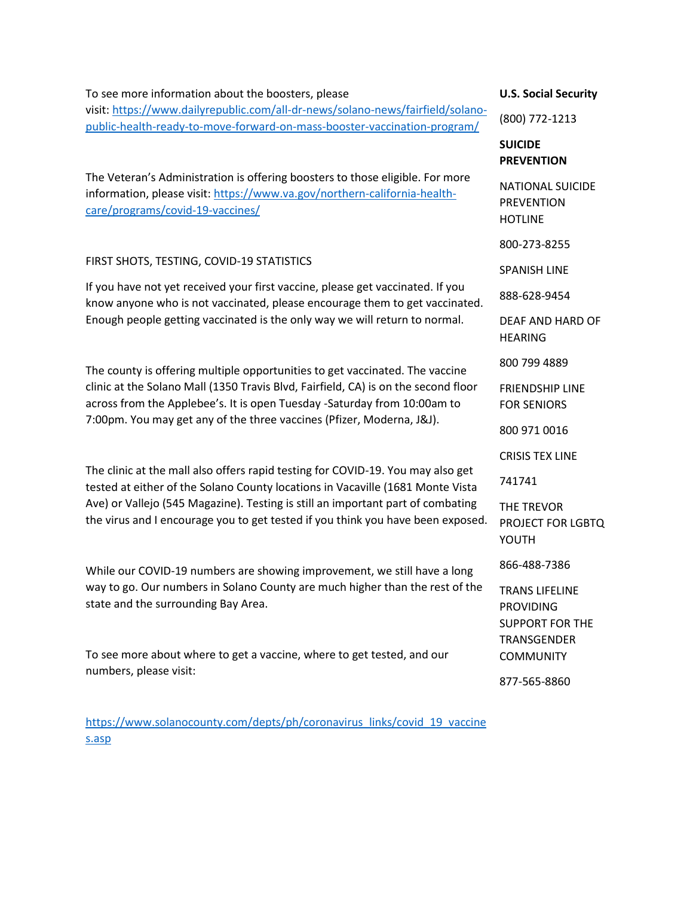To see more information about the boosters, please visit: [https://www.dailyrepublic.com/all-dr-news/solano-news/fairfield/solano-public-health-ready-to-move-forward-on-mass-booster-vaccination-program/](https://www.dailyrepublic.com/all-dr-news/solano-news/fairfield/solano-public-health-ready-to-move-forward-on-mass-booster-vaccination-program/)

The Veteran's Administration is offering boosters to those eligible. For more information, please visit: [https://www.va.gov/northern-california-health-care/programs/covid-19-vaccines/](https://www.va.gov/northern-california-health-care/programs/covid-19-vaccines/)

FIRST SHOTS, TESTING, COVID-19 STATISTICS

If you have not yet received your first vaccine, please get vaccinated. If you know anyone who is not vaccinated, please encourage them to get vaccinated. Enough people getting vaccinated is the only way we will return to normal.

The county is offering multiple opportunities to get vaccinated. The vaccine clinic at the Solano Mall (1350 Travis Blvd, Fairfield, CA) is on the second floor across from the Applebee's. It is open Tuesday -Saturday from 10:00am to 7:00pm. You may get any of the three vaccines (Pfizer, Moderna, J&J).

The clinic at the mall also offers rapid testing for COVID-19. You may also get tested at either of the Solano County locations in Vacaville (1681 Monte Vista Ave) or Vallejo (545 Magazine). Testing is still an important part of combating the virus and I encourage you to get tested if you think you have been exposed.

While our COVID-19 numbers are showing improvement, we still have a long way to go. Our numbers in Solano County are much higher than the rest of the state and the surrounding Bay Area.

To see more about where to get a vaccine, where to get tested, and our numbers, please visit:

[https://www.solanocounty.com/depts/ph/coronavirus_links/covid_19_vaccines.asp](https://www.solanocounty.com/depts/ph/coronavirus_links/covid_19_vaccines.asp)

**U.S. Social Security**

(800) 772-1213

**SUICIDE PREVENTION**

NATIONAL SUICIDE PREVENTION HOTLINE

800-273-8255

SPANISH LINE

888-628-9454

DEAF AND HARD OF HEARING

800 799 4889

FRIENDSHIP LINE FOR SENIORS

800 971 0016

CRISIS TEX LINE

741741

THE TREVOR PROJECT FOR LGBTQ YOUTH

866-488-7386

TRANS LIFELINE PROVIDING SUPPORT FOR THE TRANSGENDER COMMUNITY

877-565-8860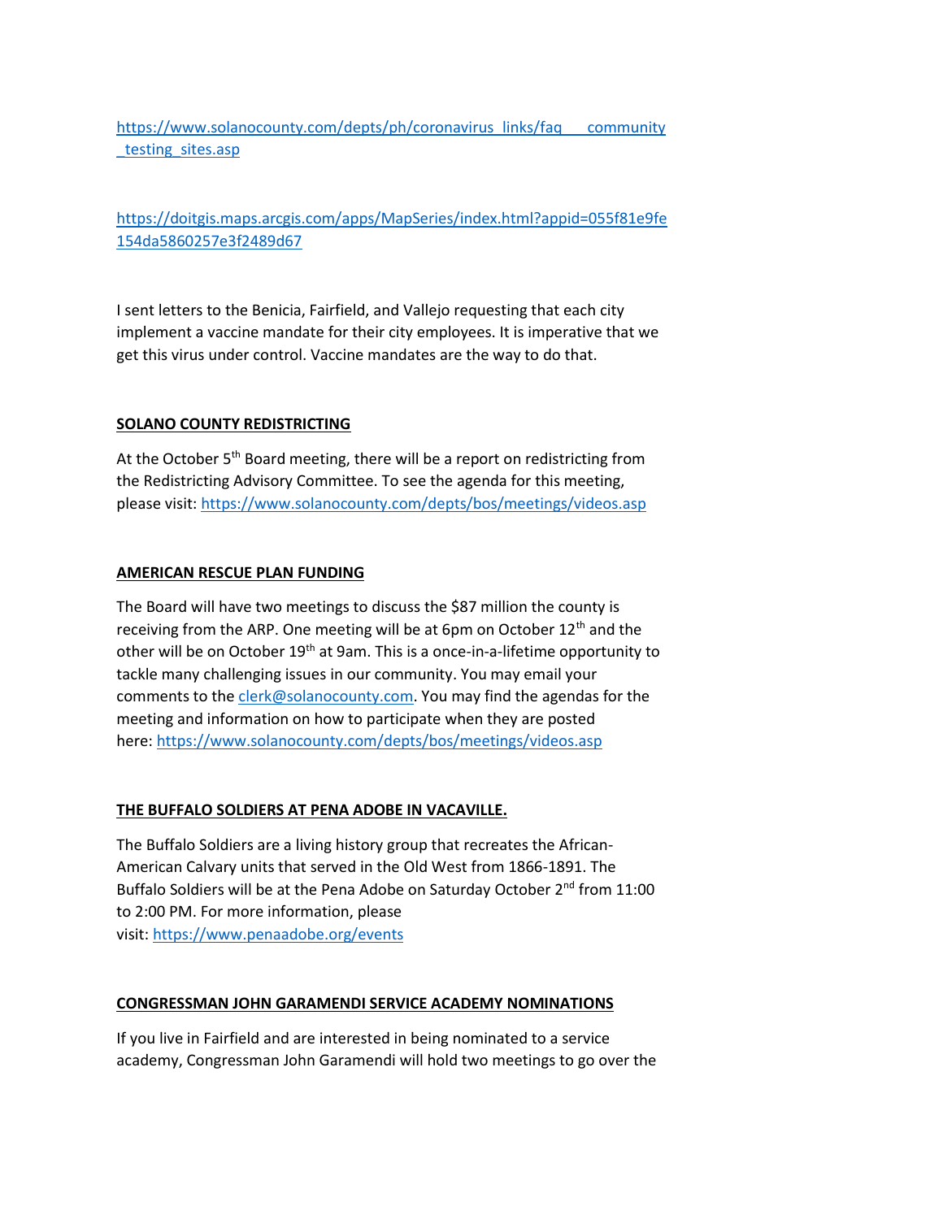https://www.solanocounty.com/depts/ph/coronavirus_links/faq___community_testing_sites.asp

https://doitgis.maps.arcgis.com/apps/MapSeries/index.html?appid=055f81e9fe154da5860257e3f2489d67

I sent letters to the Benicia, Fairfield, and Vallejo requesting that each city implement a vaccine mandate for their city employees. It is imperative that we get this virus under control. Vaccine mandates are the way to do that.

**SOLANO COUNTY REDISTRICTING**

At the October 5th Board meeting, there will be a report on redistricting from the Redistricting Advisory Committee. To see the agenda for this meeting, please visit: https://www.solanocounty.com/depts/bos/meetings/videos.asp

**AMERICAN RESCUE PLAN FUNDING**

The Board will have two meetings to discuss the $87 million the county is receiving from the ARP. One meeting will be at 6pm on October 12th and the other will be on October 19th at 9am. This is a once-in-a-lifetime opportunity to tackle many challenging issues in our community. You may email your comments to the clerk@solanocounty.com. You may find the agendas for the meeting and information on how to participate when they are posted here: https://www.solanocounty.com/depts/bos/meetings/videos.asp

**THE BUFFALO SOLDIERS AT PENA ADOBE IN VACAVILLE.**

The Buffalo Soldiers are a living history group that recreates the African-American Calvary units that served in the Old West from 1866-1891. The Buffalo Soldiers will be at the Pena Adobe on Saturday October 2nd from 11:00 to 2:00 PM. For more information, please visit: https://www.penaadobe.org/events

**CONGRESSMAN JOHN GARAMENDI SERVICE ACADEMY NOMINATIONS**

If you live in Fairfield and are interested in being nominated to a service academy, Congressman John Garamendi will hold two meetings to go over the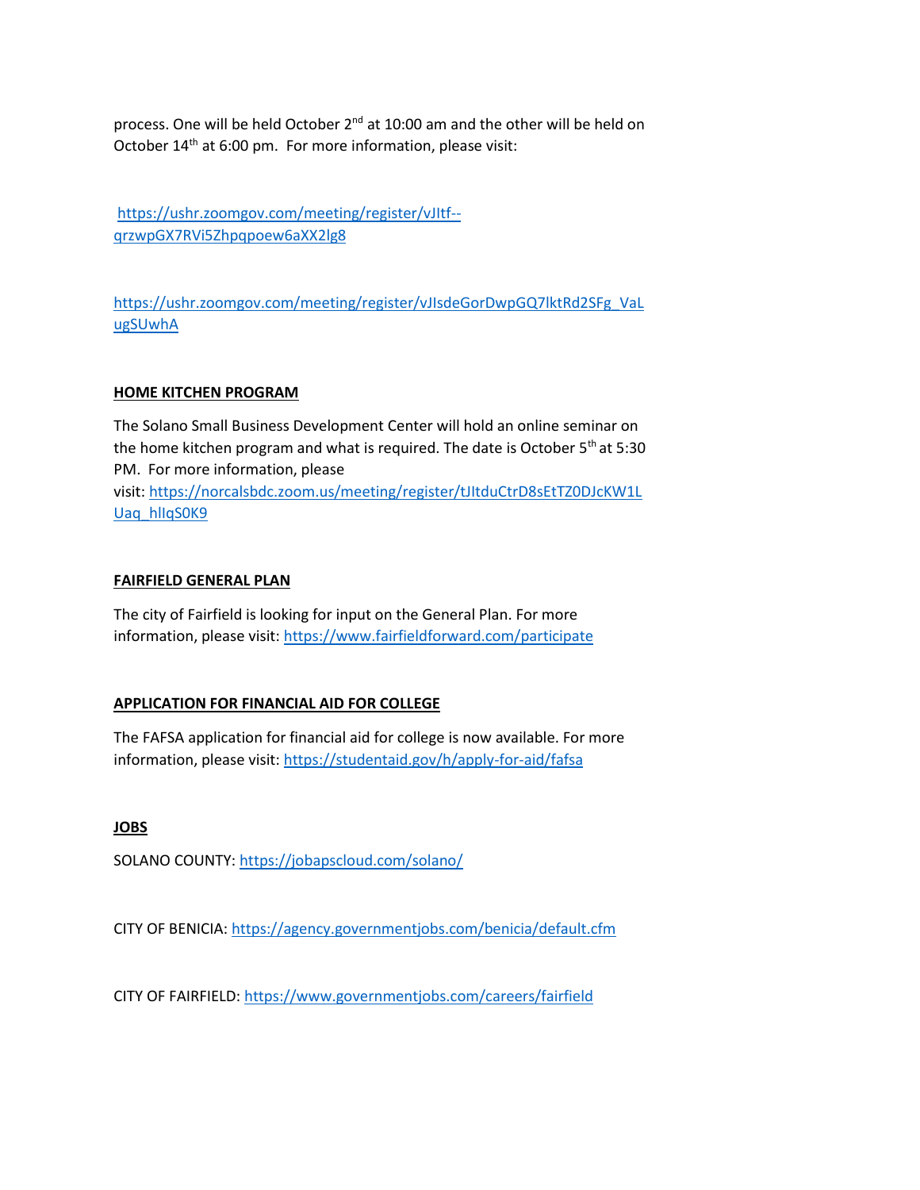process. One will be held October 2nd at 10:00 am and the other will be held on October 14th at 6:00 pm. For more information, please visit:

https://ushr.zoomgov.com/meeting/register/vJItf--qrzwpGX7RVi5Zhpqpoew6aXX2lg8

https://ushr.zoomgov.com/meeting/register/vJIsdeGorDwpGQ7lktRd2SFg_VaLugSUwhA

**HOME KITCHEN PROGRAM**

The Solano Small Business Development Center will hold an online seminar on the home kitchen program and what is required. The date is October 5th at 5:30 PM. For more information, please visit: https://norcalsbdc.zoom.us/meeting/register/tJItduCtrD8sEtTZ0DJcKW1LUaq_hIlqS0K9

**FAIRFIELD GENERAL PLAN**

The city of Fairfield is looking for input on the General Plan. For more information, please visit: https://www.fairfieldforward.com/participate

**APPLICATION FOR FINANCIAL AID FOR COLLEGE**

The FAFSA application for financial aid for college is now available. For more information, please visit: https://studentaid.gov/h/apply-for-aid/fafsa

**JOBS**

SOLANO COUNTY: https://jobapscloud.com/solano/

CITY OF BENICIA: https://agency.governmentjobs.com/benicia/default.cfm

CITY OF FAIRFIELD: https://www.governmentjobs.com/careers/fairfield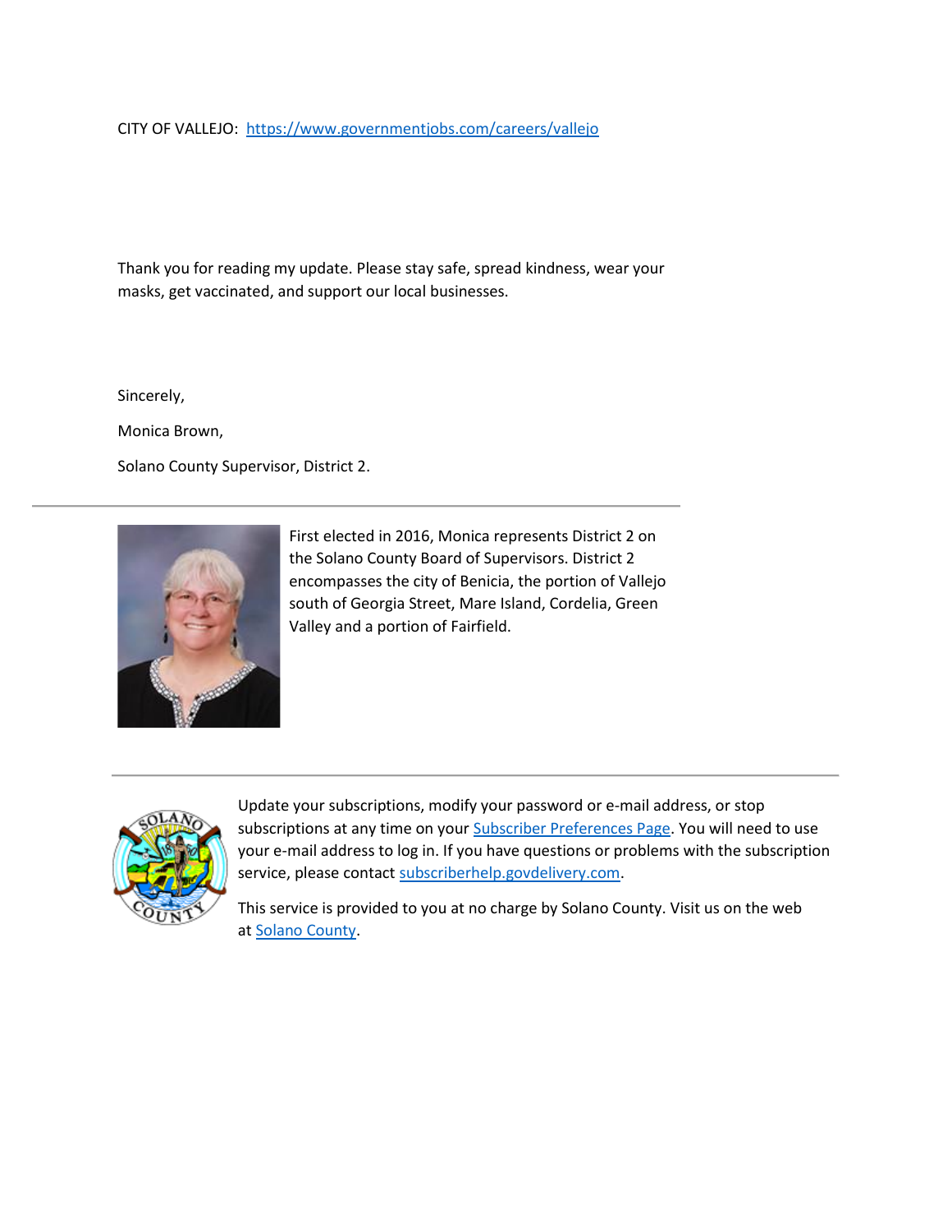CITY OF VALLEJO: [https://www.governmentjobs.com/careers/vallejo](https://www.governmentjobs.com/careers/vallejo)

Thank you for reading my update. Please stay safe, spread kindness, wear your masks, get vaccinated, and support our local businesses.

Sincerely,

Monica Brown,

Solano County Supervisor, District 2.

---

First elected in 2016, Monica represents District 2 on the Solano County Board of Supervisors. District 2 encompasses the city of Benicia, the portion of Vallejo south of Georgia Street, Mare Island, Cordelia, Green Valley and a portion of Fairfield.

---

Update your subscriptions, modify your password or e-mail address, or stop subscriptions at any time on your [Subscriber Preferences Page](). You will need to use your e-mail address to log in. If you have questions or problems with the subscription service, please contact [subscriberhelp.govdelivery.com]().

This service is provided to you at no charge by Solano County. Visit us on the web at [Solano County]().